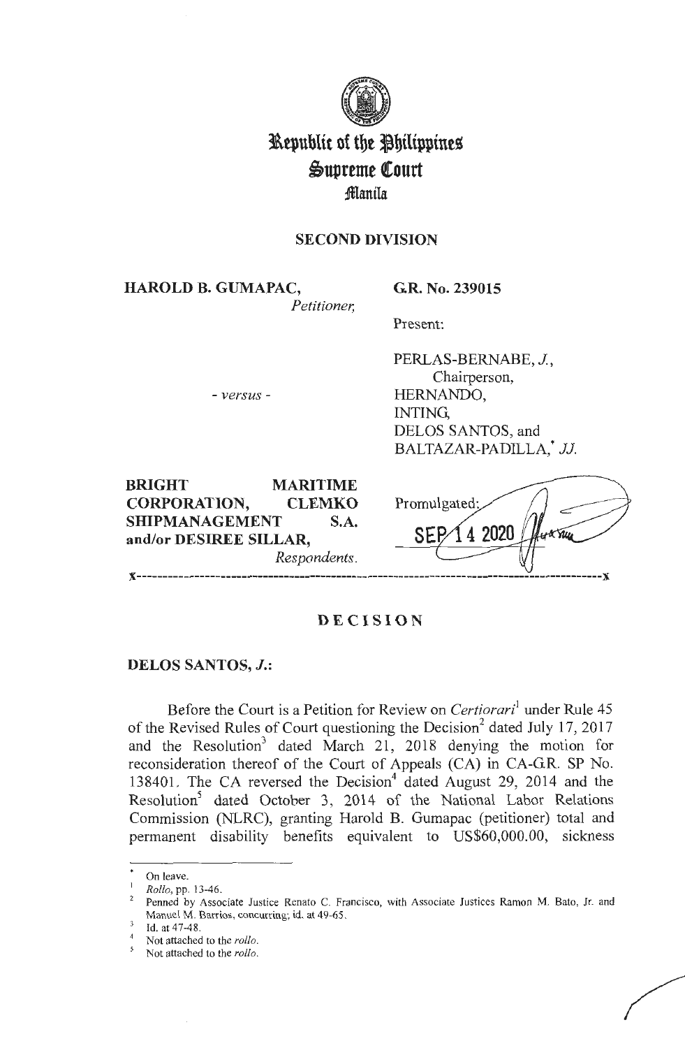# Republic of the Philippines
# Supreme Court
## Manila

**SECOND DIVISION**

**HAROLD B. GUMAPAC,**
*Petitioner,*

**G.R. No. 239015**

Present:

PERLAS-BERNABE, *J.*,
Chairperson,
HERNANDO,
INTING,
DELOS SANTOS, and
BALTAZAR-PADILLA,[*] *JJ.*

- *versus* -

**BRIGHT MARITIME CORPORATION, CLEMKO SHIPMANAGEMENT S.A. and/or DESIREE SILLAR,**
*Respondents.*

Promulgated:
SEP 14 2020

x-----------------------------------------------------------------------------------x

**DECISION**

**DELOS SANTOS, *J.*:**

Before the Court is a Petition for Review on *Certiorari*[1] under Rule 45 of the Revised Rules of Court questioning the Decision[2] dated July 17, 2017 and the Resolution[3] dated March 21, 2018 denying the motion for reconsideration thereof of the Court of Appeals (CA) in CA-G.R. SP No. 138401. The CA reversed the Decision[4] dated August 29, 2014 and the Resolution[5] dated October 3, 2014 of the National Labor Relations Commission (NLRC), granting Harold B. Gumapac (petitioner) total and permanent disability benefits equivalent to US$60,000.00, sickness

---

[*] On leave.
[1] *Rollo*, pp. 13-46.
[2] Penned by Associate Justice Renato C. Francisco, with Associate Justices Ramon M. Bato, Jr. and Manuel M. Barrios, concurring; id. at 49-65.
[3] Id. at 47-48.
[4] Not attached to the *rollo*.
[5] Not attached to the *rollo*.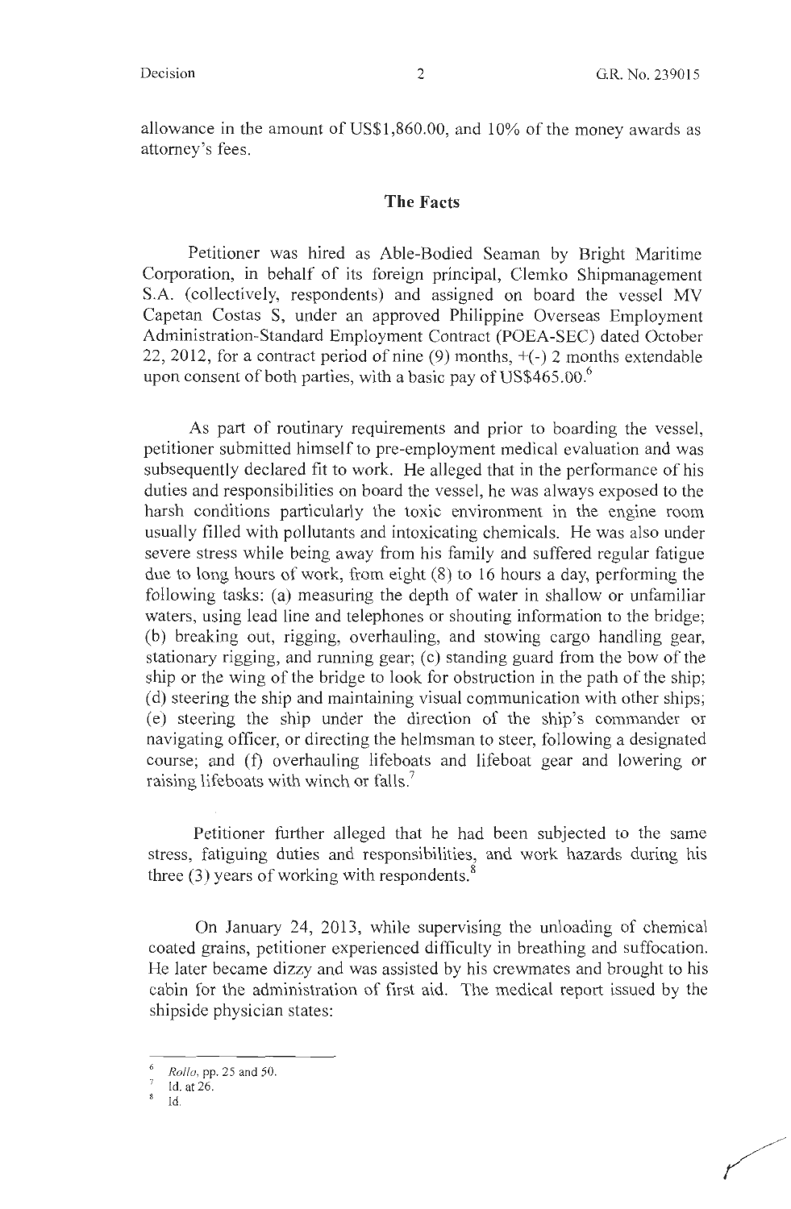allowance in the amount of US$1,860.00, and 10% of the money awards as attorney's fees.

## The Facts

Petitioner was hired as Able-Bodied Seaman by Bright Maritime Corporation, in behalf of its foreign principal, Clemko Shipmanagement S.A. (collectively, respondents) and assigned on board the vessel MV Capetan Costas S, under an approved Philippine Overseas Employment Administration-Standard Employment Contract (POEA-SEC) dated October 22, 2012, for a contract period of nine (9) months, +(-) 2 months extendable upon consent of both parties, with a basic pay of US$465.00.[6]

As part of routinary requirements and prior to boarding the vessel, petitioner submitted himself to pre-employment medical evaluation and was subsequently declared fit to work. He alleged that in the performance of his duties and responsibilities on board the vessel, he was always exposed to the harsh conditions particularly the toxic environment in the engine room usually filled with pollutants and intoxicating chemicals. He was also under severe stress while being away from his family and suffered regular fatigue due to long hours of work, from eight (8) to 16 hours a day, performing the following tasks: (a) measuring the depth of water in shallow or unfamiliar waters, using lead line and telephones or shouting information to the bridge; (b) breaking out, rigging, overhauling, and stowing cargo handling gear, stationary rigging, and running gear; (c) standing guard from the bow of the ship or the wing of the bridge to look for obstruction in the path of the ship; (d) steering the ship and maintaining visual communication with other ships; (e) steering the ship under the direction of the ship's commander or navigating officer, or directing the helmsman to steer, following a designated course; and (f) overhauling lifeboats and lifeboat gear and lowering or raising lifeboats with winch or falls.[7]

Petitioner further alleged that he had been subjected to the same stress, fatiguing duties and responsibilities, and work hazards during his three (3) years of working with respondents.[8]

On January 24, 2013, while supervising the unloading of chemical coated grains, petitioner experienced difficulty in breathing and suffocation. He later became dizzy and was assisted by his crewmates and brought to his cabin for the administration of first aid. The medical report issued by the shipside physician states:

---

[6] *Rollo*, pp. 25 and 50.

[7] Id. at 26.

[8] Id.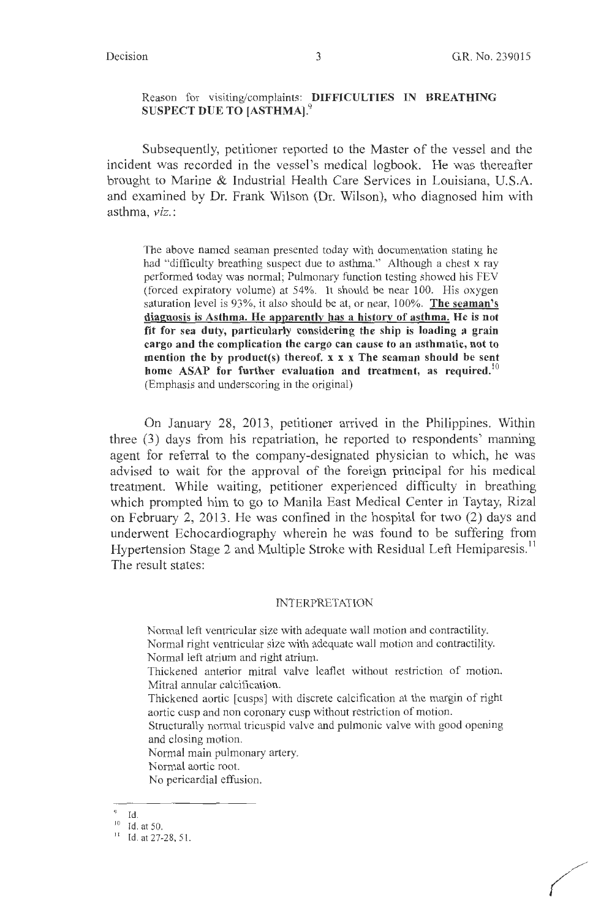Reason for visiting/complaints: **DIFFICULTIES IN BREATHING SUSPECT DUE TO [ASTHMA]**.[9]

Subsequently, petitioner reported to the Master of the vessel and the incident was recorded in the vessel's medical logbook. He was thereafter brought to Marine & Industrial Health Care Services in Louisiana, U.S.A. and examined by Dr. Frank Wilson (Dr. Wilson), who diagnosed him with asthma, *viz.*:

> The above named seaman presented today with documentation stating he had "difficulty breathing suspect due to asthma." Although a chest x ray performed today was normal; Pulmonary function testing showed his FEV (forced expiratory volume) at 54%. It should be near 100. His oxygen saturation level is 93%, it also should be at, or near, 100%. **<u>The seaman's diagnosis is Asthma. He apparently has a history of asthma.</u> He is not fit for sea duty, particularly considering the ship is loading a grain cargo and the complication the cargo can cause to an asthmatic, not to mention the by product(s) thereof. x x x The seaman should be sent home ASAP for further evaluation and treatment, as required.**[10] (Emphasis and underscoring in the original)

On January 28, 2013, petitioner arrived in the Philippines. Within three (3) days from his repatriation, he reported to respondents' manning agent for referral to the company-designated physician to which, he was advised to wait for the approval of the foreign principal for his medical treatment. While waiting, petitioner experienced difficulty in breathing which prompted him to go to Manila East Medical Center in Taytay, Rizal on February 2, 2013. He was confined in the hospital for two (2) days and underwent Echocardiography wherein he was found to be suffering from Hypertension Stage 2 and Multiple Stroke with Residual Left Hemiparesis.[11] The result states:

> INTERPRETATION
>
> Normal left ventricular size with adequate wall motion and contractility.
> Normal right ventricular size with adequate wall motion and contractility.
> Normal left atrium and right atrium.
> Thickened anterior mitral valve leaflet without restriction of motion.
> Mitral annular calcification.
> Thickened aortic [cusps] with discrete calcification at the margin of right aortic cusp and non coronary cusp without restriction of motion.
> Structurally normal tricuspid valve and pulmonic valve with good opening and closing motion.
> Normal main pulmonary artery.
> Normal aortic root.
> No pericardial effusion.

---

[9] Id.

[10] Id. at 50.

[11] Id. at 27-28, 51.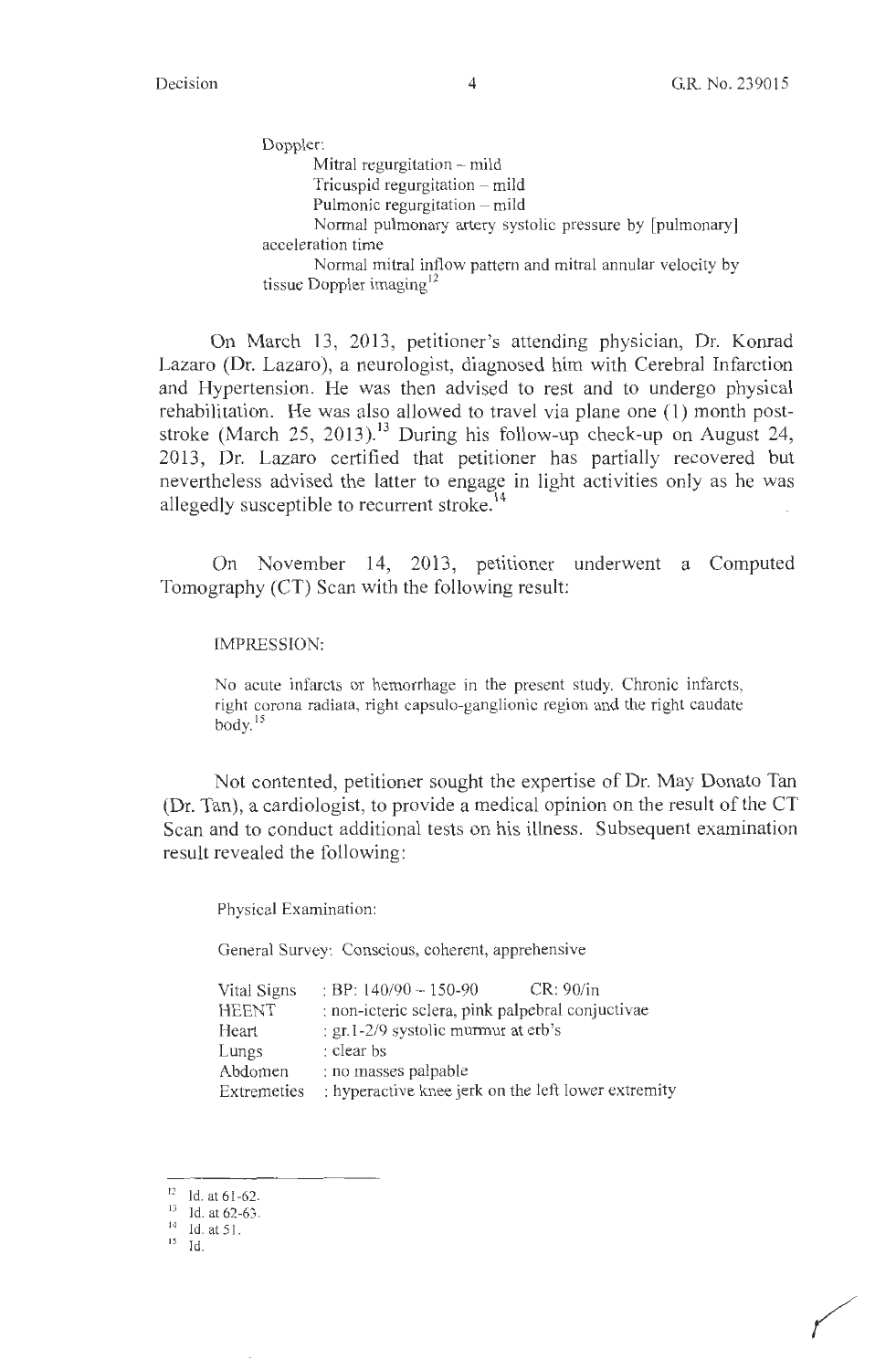Doppler:

Mitral regurgitation – mild

Tricuspid regurgitation – mild

Pulmonic regurgitation – mild

Normal pulmonary artery systolic pressure by [pulmonary] acceleration time

Normal mitral inflow pattern and mitral annular velocity by tissue Doppler imaging[12]

On March 13, 2013, petitioner's attending physician, Dr. Konrad Lazaro (Dr. Lazaro), a neurologist, diagnosed him with Cerebral Infarction and Hypertension. He was then advised to rest and to undergo physical rehabilitation. He was also allowed to travel via plane one (1) month post-stroke (March 25, 2013).[13] During his follow-up check-up on August 24, 2013, Dr. Lazaro certified that petitioner has partially recovered but nevertheless advised the latter to engage in light activities only as he was allegedly susceptible to recurrent stroke.[14]

On November 14, 2013, petitioner underwent a Computed Tomography (CT) Scan with the following result:

IMPRESSION:

No acute infarcts or hemorrhage in the present study. Chronic infarcts, right corona radiata, right capsulo-ganglionic region and the right caudate body.[15]

Not contented, petitioner sought the expertise of Dr. May Donato Tan (Dr. Tan), a cardiologist, to provide a medical opinion on the result of the CT Scan and to conduct additional tests on his illness. Subsequent examination result revealed the following:

Physical Examination:

General Survey: Conscious, coherent, apprehensive

| | |
|---|---|
| Vital Signs | : BP: 140/90 – 150-90 CR: 90/in |
| HEENT | : non-icteric sclera, pink palpebral conjuctivae |
| Heart | : gr.1-2/9 systolic murmur at erb's |
| Lungs | : clear bs |
| Abdomen | : no masses palpable |
| Extremeties | : hyperactive knee jerk on the left lower extremity |

---

[12] Id. at 61-62.

[13] Id. at 62-63.

[14] Id. at 51.

[15] Id.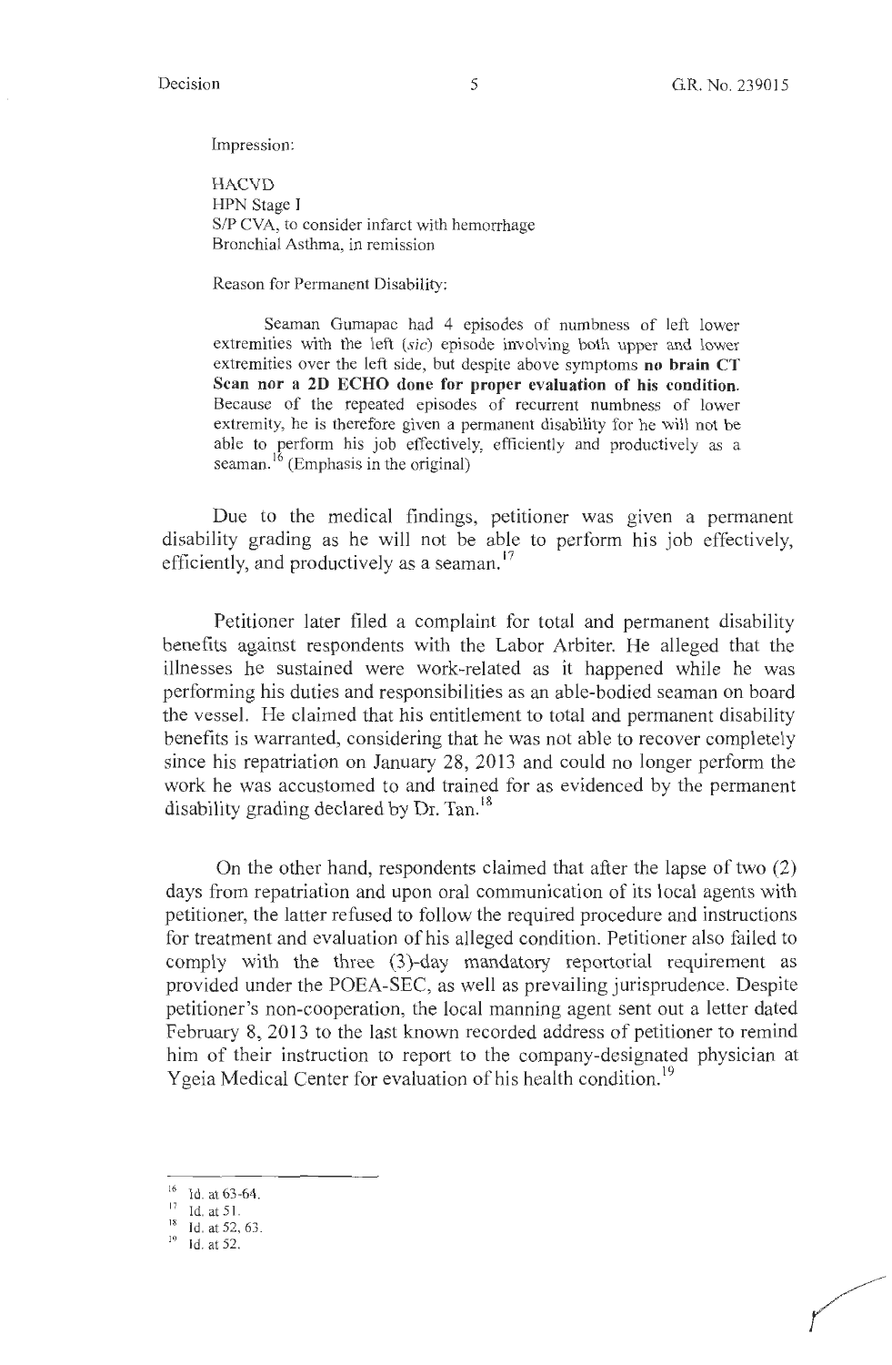Impression:

HACVD
HPN Stage I
S/P CVA, to consider infarct with hemorrhage
Bronchial Asthma, in remission

Reason for Permanent Disability:

Seaman Gumapac had 4 episodes of numbness of left lower extremities with the left (*sic*) episode involving both upper and lower extremities over the left side, but despite above symptoms **no brain CT Scan nor a 2D ECHO done for proper evaluation of his condition.** Because of the repeated episodes of recurrent numbness of lower extremity, he is therefore given a permanent disability for he will not be able to perform his job effectively, efficiently and productively as a seaman.[16] (Emphasis in the original)

Due to the medical findings, petitioner was given a permanent disability grading as he will not be able to perform his job effectively, efficiently, and productively as a seaman.[17]

Petitioner later filed a complaint for total and permanent disability benefits against respondents with the Labor Arbiter. He alleged that the illnesses he sustained were work-related as it happened while he was performing his duties and responsibilities as an able-bodied seaman on board the vessel. He claimed that his entitlement to total and permanent disability benefits is warranted, considering that he was not able to recover completely since his repatriation on January 28, 2013 and could no longer perform the work he was accustomed to and trained for as evidenced by the permanent disability grading declared by Dr. Tan.[18]

On the other hand, respondents claimed that after the lapse of two (2) days from repatriation and upon oral communication of its local agents with petitioner, the latter refused to follow the required procedure and instructions for treatment and evaluation of his alleged condition. Petitioner also failed to comply with the three (3)-day mandatory reportorial requirement as provided under the POEA-SEC, as well as prevailing jurisprudence. Despite petitioner's non-cooperation, the local manning agent sent out a letter dated February 8, 2013 to the last known recorded address of petitioner to remind him of their instruction to report to the company-designated physician at Ygeia Medical Center for evaluation of his health condition.[19]

---

[16] Id. at 63-64.

[17] Id. at 51.

[18] Id. at 52, 63.

[19] Id. at 52.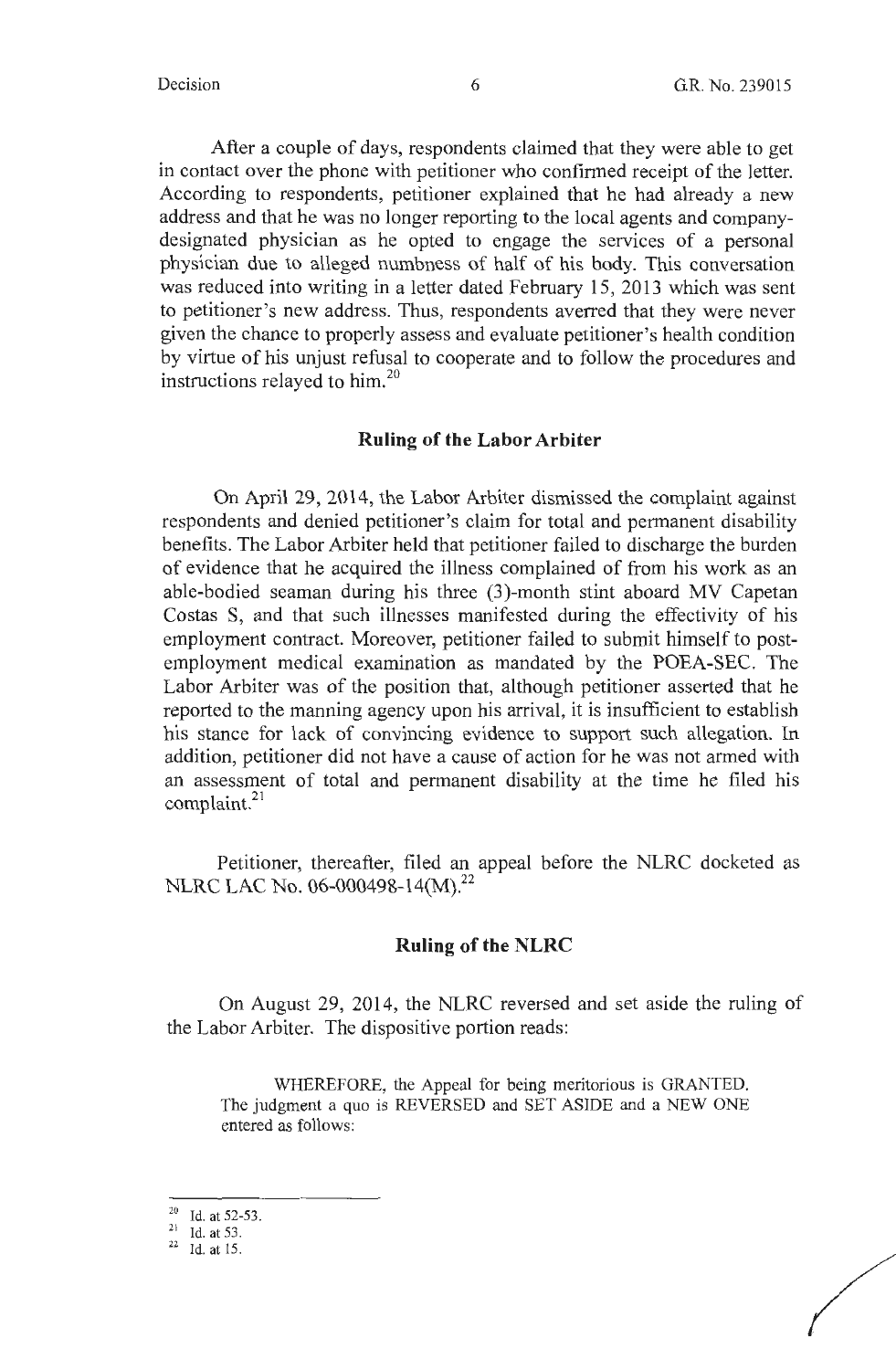After a couple of days, respondents claimed that they were able to get in contact over the phone with petitioner who confirmed receipt of the letter. According to respondents, petitioner explained that he had already a new address and that he was no longer reporting to the local agents and company-designated physician as he opted to engage the services of a personal physician due to alleged numbness of half of his body. This conversation was reduced into writing in a letter dated February 15, 2013 which was sent to petitioner's new address. Thus, respondents averred that they were never given the chance to properly assess and evaluate petitioner's health condition by virtue of his unjust refusal to cooperate and to follow the procedures and instructions relayed to him.[20]

## Ruling of the Labor Arbiter

On April 29, 2014, the Labor Arbiter dismissed the complaint against respondents and denied petitioner's claim for total and permanent disability benefits. The Labor Arbiter held that petitioner failed to discharge the burden of evidence that he acquired the illness complained of from his work as an able-bodied seaman during his three (3)-month stint aboard MV Capetan Costas S, and that such illnesses manifested during the effectivity of his employment contract. Moreover, petitioner failed to submit himself to post-employment medical examination as mandated by the POEA-SEC. The Labor Arbiter was of the position that, although petitioner asserted that he reported to the manning agency upon his arrival, it is insufficient to establish his stance for lack of convincing evidence to support such allegation. In addition, petitioner did not have a cause of action for he was not armed with an assessment of total and permanent disability at the time he filed his complaint.[21]

Petitioner, thereafter, filed an appeal before the NLRC docketed as NLRC LAC No. 06-000498-14(M).[22]

## Ruling of the NLRC

On August 29, 2014, the NLRC reversed and set aside the ruling of the Labor Arbiter. The dispositive portion reads:

> WHEREFORE, the Appeal for being meritorious is GRANTED. The judgment a quo is REVERSED and SET ASIDE and a NEW ONE entered as follows:

---

[20] Id. at 52-53.

[21] Id. at 53.

[22] Id. at 15.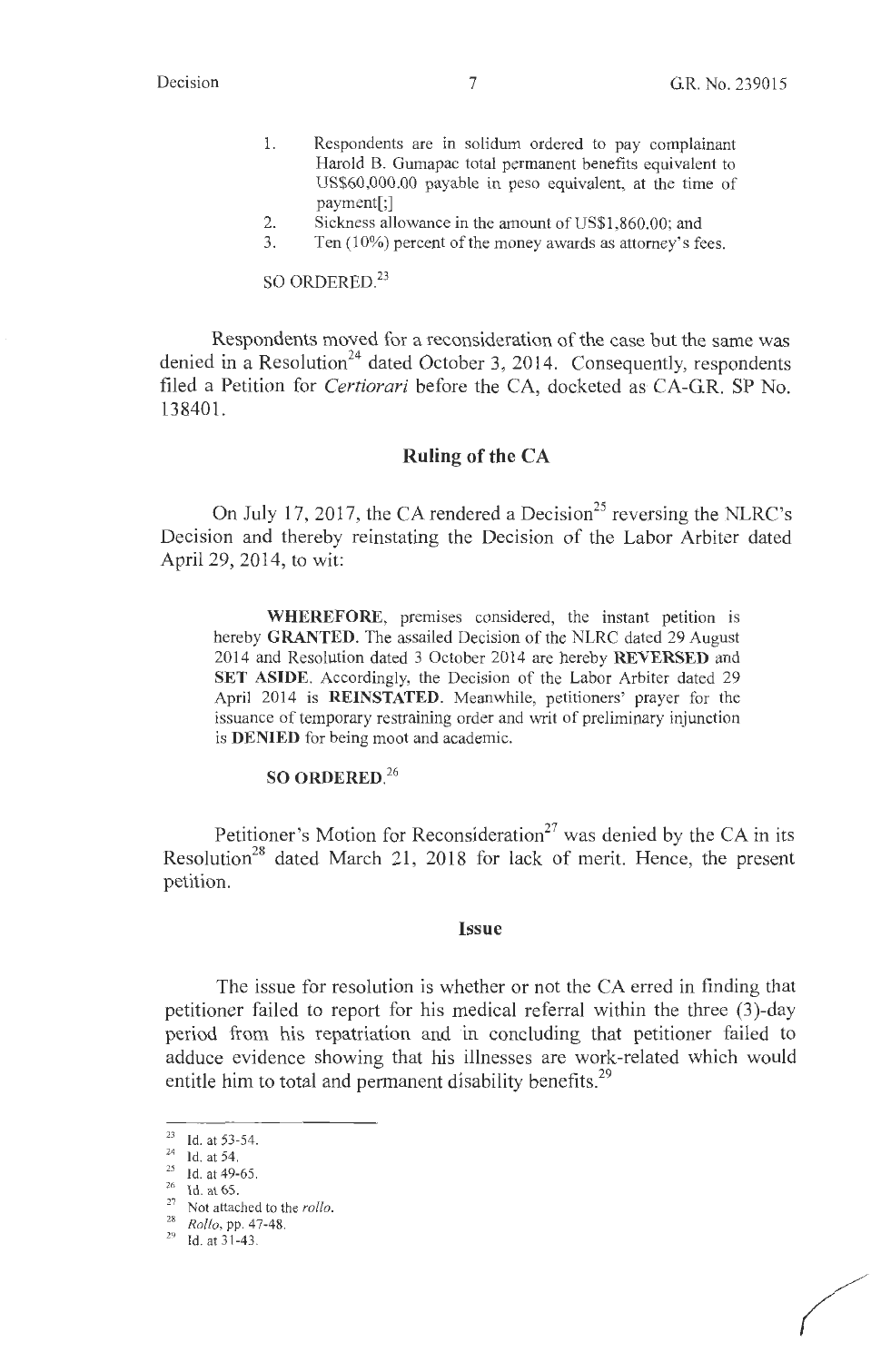1. Respondents are in solidum ordered to pay complainant Harold B. Gumapac total permanent benefits equivalent to US$60,000.00 payable in peso equivalent, at the time of payment[;]
2. Sickness allowance in the amount of US$1,860.00; and
3. Ten (10%) percent of the money awards as attorney's fees.

SO ORDERED.[23]

Respondents moved for a reconsideration of the case but the same was denied in a Resolution[24] dated October 3, 2014. Consequently, respondents filed a Petition for *Certiorari* before the CA, docketed as CA-G.R. SP No. 138401.

## Ruling of the CA

On July 17, 2017, the CA rendered a Decision[25] reversing the NLRC's Decision and thereby reinstating the Decision of the Labor Arbiter dated April 29, 2014, to wit:

> **WHEREFORE**, premises considered, the instant petition is hereby **GRANTED**. The assailed Decision of the NLRC dated 29 August 2014 and Resolution dated 3 October 2014 are hereby **REVERSED** and **SET ASIDE**. Accordingly, the Decision of the Labor Arbiter dated 29 April 2014 is **REINSTATED**. Meanwhile, petitioners' prayer for the issuance of temporary restraining order and writ of preliminary injunction is **DENIED** for being moot and academic.
>
> **SO ORDERED**.[26]

Petitioner's Motion for Reconsideration[27] was denied by the CA in its Resolution[28] dated March 21, 2018 for lack of merit. Hence, the present petition.

## Issue

The issue for resolution is whether or not the CA erred in finding that petitioner failed to report for his medical referral within the three (3)-day period from his repatriation and in concluding that petitioner failed to adduce evidence showing that his illnesses are work-related which would entitle him to total and permanent disability benefits.[29]

---

[23] Id. at 53-54.
[24] Id. at 54.
[25] Id. at 49-65.
[26] Id. at 65.
[27] Not attached to the *rollo*.
[28] *Rollo*, pp. 47-48.
[29] Id. at 31-43.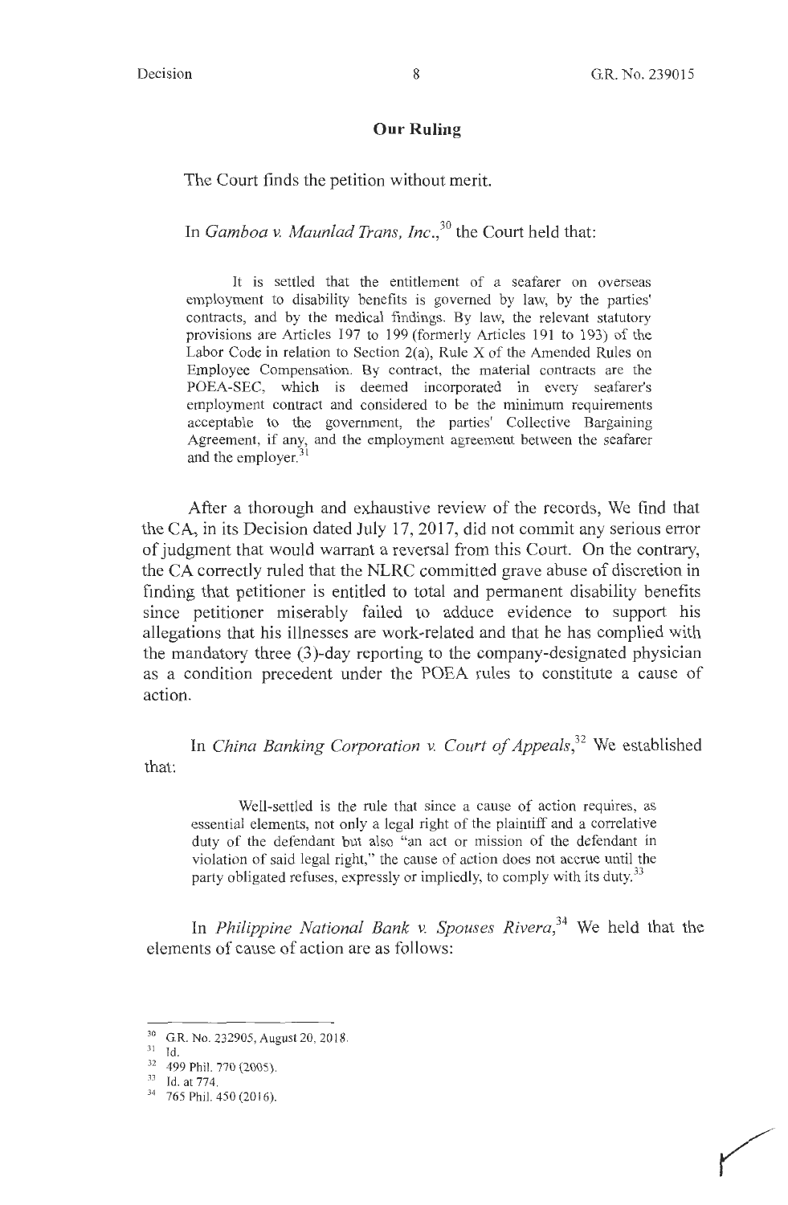## Our Ruling

The Court finds the petition without merit.

In *Gamboa v. Maunlad Trans, Inc.*,[30] the Court held that:

> It is settled that the entitlement of a seafarer on overseas employment to disability benefits is governed by law, by the parties' contracts, and by the medical findings. By law, the relevant statutory provisions are Articles 197 to 199 (formerly Articles 191 to 193) of the Labor Code in relation to Section 2(a), Rule X of the Amended Rules on Employee Compensation. By contract, the material contracts are the POEA-SEC, which is deemed incorporated in every seafarer's employment contract and considered to be the minimum requirements acceptable to the government, the parties' Collective Bargaining Agreement, if any, and the employment agreement between the seafarer and the employer.[31]

After a thorough and exhaustive review of the records, We find that the CA, in its Decision dated July 17, 2017, did not commit any serious error of judgment that would warrant a reversal from this Court. On the contrary, the CA correctly ruled that the NLRC committed grave abuse of discretion in finding that petitioner is entitled to total and permanent disability benefits since petitioner miserably failed to adduce evidence to support his allegations that his illnesses are work-related and that he has complied with the mandatory three (3)-day reporting to the company-designated physician as a condition precedent under the POEA rules to constitute a cause of action.

In *China Banking Corporation v. Court of Appeals*,[32] We established that:

> Well-settled is the rule that since a cause of action requires, as essential elements, not only a legal right of the plaintiff and a correlative duty of the defendant but also "an act or mission of the defendant in violation of said legal right," the cause of action does not accrue until the party obligated refuses, expressly or impliedly, to comply with its duty.[33]

In *Philippine National Bank v. Spouses Rivera*,[34] We held that the elements of cause of action are as follows:

---

[30] G.R. No. 232905, August 20, 2018.

[31] Id.

[32] 499 Phil. 770 (2005).

[33] Id. at 774.

[34] 765 Phil. 450 (2016).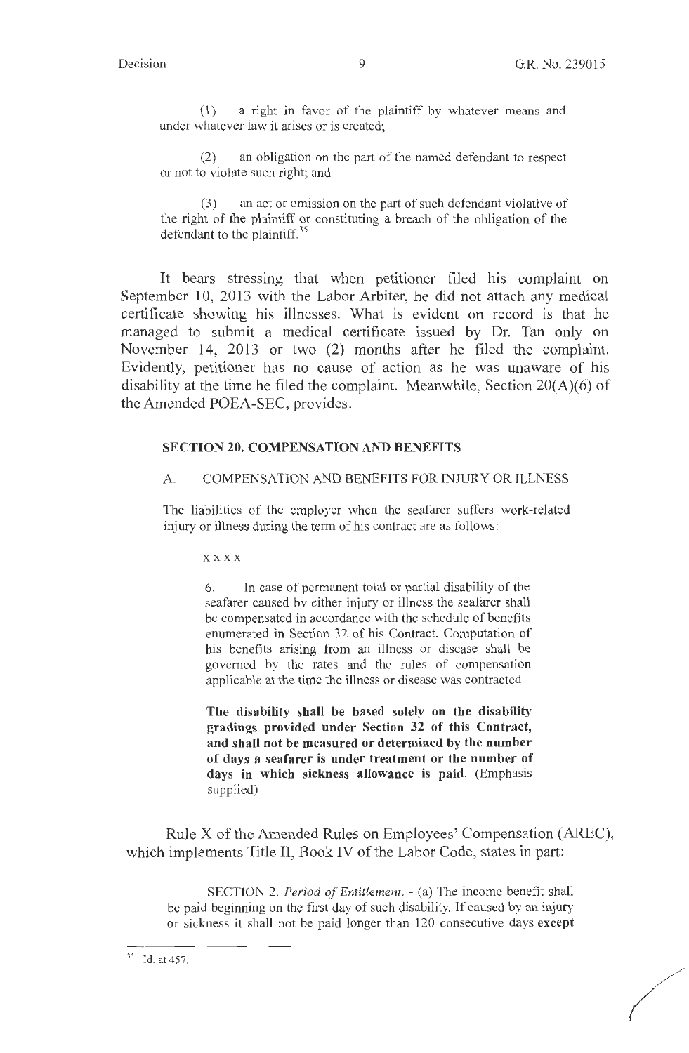(1) a right in favor of the plaintiff by whatever means and under whatever law it arises or is created;

(2) an obligation on the part of the named defendant to respect or not to violate such right; and

(3) an act or omission on the part of such defendant violative of the right of the plaintiff or constituting a breach of the obligation of the defendant to the plaintiff.[35]

It bears stressing that when petitioner filed his complaint on September 10, 2013 with the Labor Arbiter, he did not attach any medical certificate showing his illnesses. What is evident on record is that he managed to submit a medical certificate issued by Dr. Tan only on November 14, 2013 or two (2) months after he filed the complaint. Evidently, petitioner has no cause of action as he was unaware of his disability at the time he filed the complaint. Meanwhile, Section 20(A)(6) of the Amended POEA-SEC, provides:

> **SECTION 20. COMPENSATION AND BENEFITS**
>
> A. COMPENSATION AND BENEFITS FOR INJURY OR ILLNESS
>
> The liabilities of the employer when the seafarer suffers work-related injury or illness during the term of his contract are as follows:
>
> x x x x
>
> 6. In case of permanent total or partial disability of the seafarer caused by either injury or illness the seafarer shall be compensated in accordance with the schedule of benefits enumerated in Section 32 of his Contract. Computation of his benefits arising from an illness or disease shall be governed by the rates and the rules of compensation applicable at the time the illness or disease was contracted
>
> **The disability shall be based solely on the disability gradings provided under Section 32 of this Contract, and shall not be measured or determined by the number of days a seafarer is under treatment or the number of days in which sickness allowance is paid.** (Emphasis supplied)

Rule X of the Amended Rules on Employees' Compensation (AREC), which implements Title II, Book IV of the Labor Code, states in part:

> SECTION 2. *Period of Entitlement.* - (a) The income benefit shall be paid beginning on the first day of such disability. If caused by an injury or sickness it shall not be paid longer than 120 consecutive days **except**

---

[35] Id. at 457.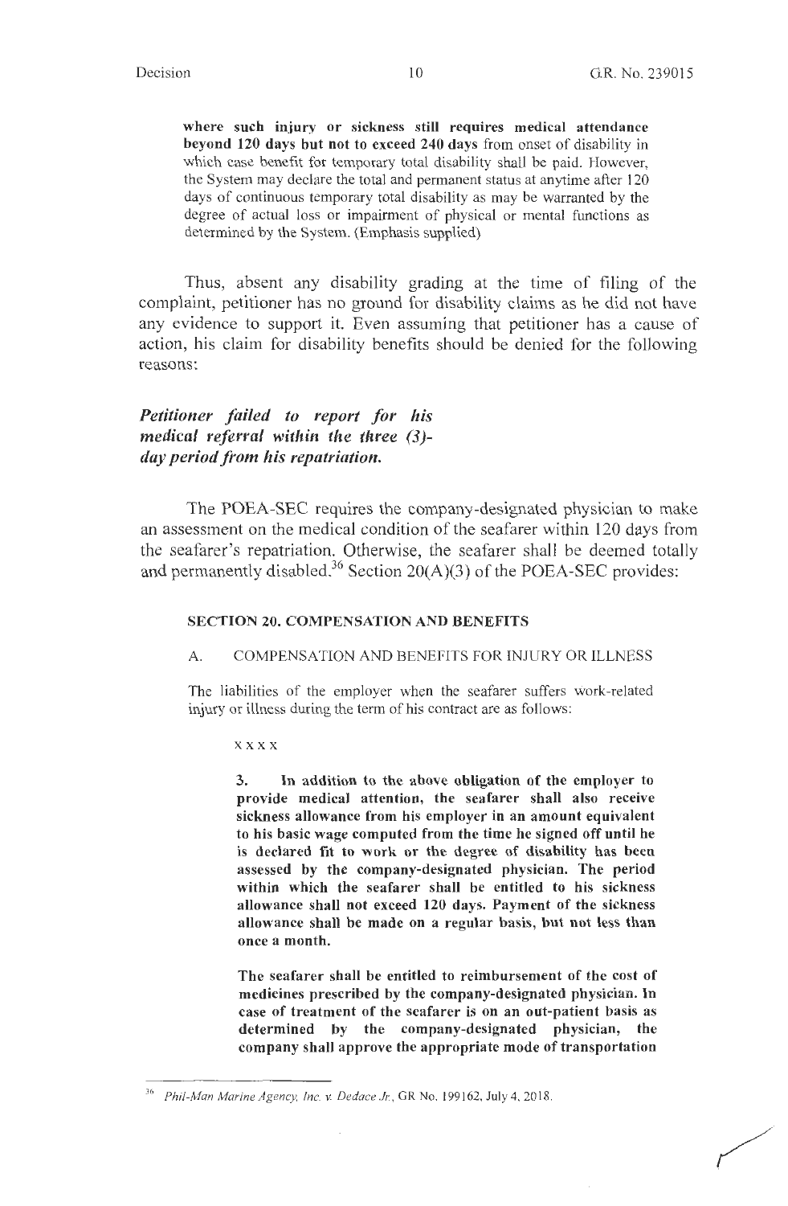**where such injury or sickness still requires medical attendance beyond 120 days but not to exceed 240 days** from onset of disability in which case benefit for temporary total disability shall be paid. However, the System may declare the total and permanent status at anytime after 120 days of continuous temporary total disability as may be warranted by the degree of actual loss or impairment of physical or mental functions as determined by the System. (Emphasis supplied)

Thus, absent any disability grading at the time of filing of the complaint, petitioner has no ground for disability claims as he did not have any evidence to support it. Even assuming that petitioner has a cause of action, his claim for disability benefits should be denied for the following reasons:

***Petitioner failed to report for his medical referral within the three (3)-day period from his repatriation.***

The POEA-SEC requires the company-designated physician to make an assessment on the medical condition of the seafarer within 120 days from the seafarer's repatriation. Otherwise, the seafarer shall be deemed totally and permanently disabled.[36] Section 20(A)(3) of the POEA-SEC provides:

**SECTION 20. COMPENSATION AND BENEFITS**

A. COMPENSATION AND BENEFITS FOR INJURY OR ILLNESS

The liabilities of the employer when the seafarer suffers work-related injury or illness during the term of his contract are as follows:

x x x x

**3. In addition to the above obligation of the employer to provide medical attention, the seafarer shall also receive sickness allowance from his employer in an amount equivalent to his basic wage computed from the time he signed off until he is declared fit to work or the degree of disability has been assessed by the company-designated physician. The period within which the seafarer shall be entitled to his sickness allowance shall not exceed 120 days. Payment of the sickness allowance shall be made on a regular basis, but not less than once a month.**

**The seafarer shall be entitled to reimbursement of the cost of medicines prescribed by the company-designated physician. In case of treatment of the seafarer is on an out-patient basis as determined by the company-designated physician, the company shall approve the appropriate mode of transportation**

---

[36] *Phil-Man Marine Agency, Inc. v. Dedace Jr.*, GR No. 199162, July 4, 2018.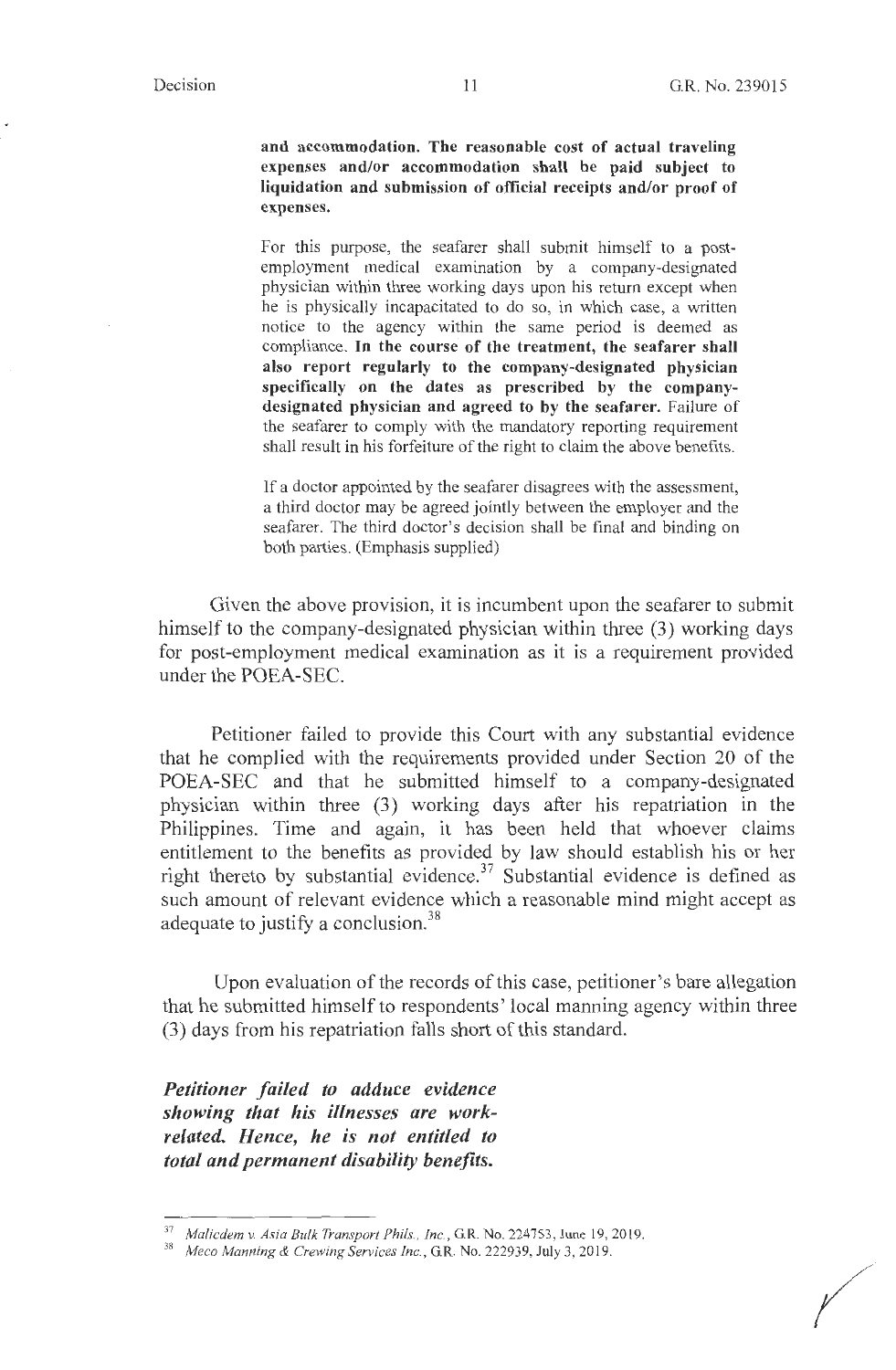> **and accommodation. The reasonable cost of actual traveling expenses and/or accommodation shall be paid subject to liquidation and submission of official receipts and/or proof of expenses.**
>
> For this purpose, the seafarer shall submit himself to a post-employment medical examination by a company-designated physician within three working days upon his return except when he is physically incapacitated to do so, in which case, a written notice to the agency within the same period is deemed as compliance. **In the course of the treatment, the seafarer shall also report regularly to the company-designated physician specifically on the dates as prescribed by the company-designated physician and agreed to by the seafarer.** Failure of the seafarer to comply with the mandatory reporting requirement shall result in his forfeiture of the right to claim the above benefits.
>
> If a doctor appointed by the seafarer disagrees with the assessment, a third doctor may be agreed jointly between the employer and the seafarer. The third doctor's decision shall be final and binding on both parties. (Emphasis supplied)

Given the above provision, it is incumbent upon the seafarer to submit himself to the company-designated physician within three (3) working days for post-employment medical examination as it is a requirement provided under the POEA-SEC.

Petitioner failed to provide this Court with any substantial evidence that he complied with the requirements provided under Section 20 of the POEA-SEC and that he submitted himself to a company-designated physician within three (3) working days after his repatriation in the Philippines. Time and again, it has been held that whoever claims entitlement to the benefits as provided by law should establish his or her right thereto by substantial evidence.[37] Substantial evidence is defined as such amount of relevant evidence which a reasonable mind might accept as adequate to justify a conclusion.[38]

Upon evaluation of the records of this case, petitioner's bare allegation that he submitted himself to respondents' local manning agency within three (3) days from his repatriation falls short of this standard.

***Petitioner failed to adduce evidence showing that his illnesses are work-related. Hence, he is not entitled to total and permanent disability benefits.***

---

[37] *Malicdem v. Asia Bulk Transport Phils., Inc.*, G.R. No. 224753, June 19, 2019.

[38] *Meco Manning & Crewing Services Inc.*, G.R. No. 222939, July 3, 2019.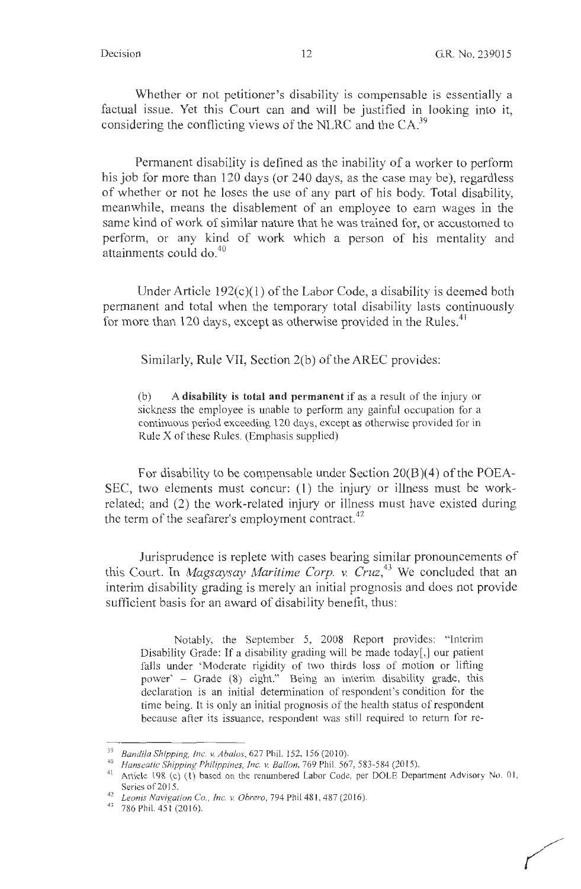Whether or not petitioner's disability is compensable is essentially a factual issue. Yet this Court can and will be justified in looking into it, considering the conflicting views of the NLRC and the CA.[39]

Permanent disability is defined as the inability of a worker to perform his job for more than 120 days (or 240 days, as the case may be), regardless of whether or not he loses the use of any part of his body. Total disability, meanwhile, means the disablement of an employee to earn wages in the same kind of work of similar nature that he was trained for, or accustomed to perform, or any kind of work which a person of his mentality and attainments could do.[40]

Under Article 192(c)(1) of the Labor Code, a disability is deemed both permanent and total when the temporary total disability lasts continuously for more than 120 days, except as otherwise provided in the Rules.[41]

Similarly, Rule VII, Section 2(b) of the AREC provides:

> (b) A **disability is total and permanent** if as a result of the injury or sickness the employee is unable to perform any gainful occupation for a continuous period exceeding 120 days, except as otherwise provided for in Rule X of these Rules. (Emphasis supplied)

For disability to be compensable under Section 20(B)(4) of the POEA-SEC, two elements must concur: (1) the injury or illness must be work-related; and (2) the work-related injury or illness must have existed during the term of the seafarer's employment contract.[42]

Jurisprudence is replete with cases bearing similar pronouncements of this Court. In *Magsaysay Maritime Corp. v. Cruz*,[43] We concluded that an interim disability grading is merely an initial prognosis and does not provide sufficient basis for an award of disability benefit, thus:

> Notably, the September 5, 2008 Report provides: "Interim Disability Grade: If a disability grading will be made today[,] our patient falls under 'Moderate rigidity of two thirds loss of motion or lifting power' – Grade (8) eight." Being an interim disability grade, this declaration is an initial determination of respondent's condition for the time being. It is only an initial prognosis of the health status of respondent because after its issuance, respondent was still required to return for re-

---

[39] *Bandila Shipping, Inc. v. Abalos*, 627 Phil. 152, 156 (2010).

[40] *Hanseatic Shipping Philippines, Inc. v. Ballon*, 769 Phil. 567, 583-584 (2015).

[41] Article 198 (c) (1) based on the renumbered Labor Code, per DOLE Department Advisory No. 01, Series of 2015.

[42] *Leonis Navigation Co., Inc. v. Obrero*, 794 Phil 481, 487 (2016).

[43] 786 Phil. 451 (2016).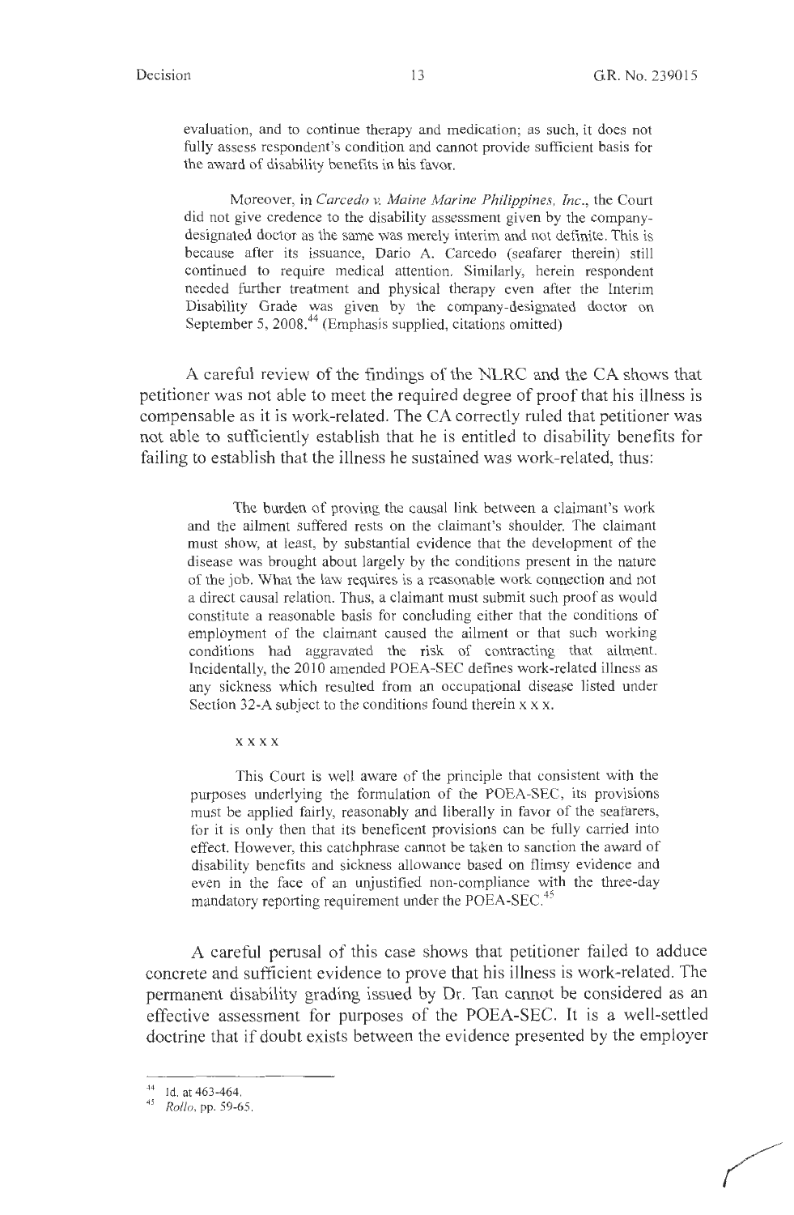> evaluation, and to continue therapy and medication; as such, it does not fully assess respondent's condition and cannot provide sufficient basis for the award of disability benefits in his favor.
>
> Moreover, in *Carcedo v. Maine Marine Philippines, Inc.*, the Court did not give credence to the disability assessment given by the company-designated doctor as the same was merely interim and not definite. This is because after its issuance, Dario A. Carcedo (seafarer therein) still continued to require medical attention. Similarly, herein respondent needed further treatment and physical therapy even after the Interim Disability Grade was given by the company-designated doctor on September 5, 2008.[44] (Emphasis supplied, citations omitted)

A careful review of the findings of the NLRC and the CA shows that petitioner was not able to meet the required degree of proof that his illness is compensable as it is work-related. The CA correctly ruled that petitioner was not able to sufficiently establish that he is entitled to disability benefits for failing to establish that the illness he sustained was work-related, thus:

> The burden of proving the causal link between a claimant's work and the ailment suffered rests on the claimant's shoulder. The claimant must show, at least, by substantial evidence that the development of the disease was brought about largely by the conditions present in the nature of the job. What the law requires is a reasonable work connection and not a direct causal relation. Thus, a claimant must submit such proof as would constitute a reasonable basis for concluding either that the conditions of employment of the claimant caused the ailment or that such working conditions had aggravated the risk of contracting that ailment. Incidentally, the 2010 amended POEA-SEC defines work-related illness as any sickness which resulted from an occupational disease listed under Section 32-A subject to the conditions found therein x x x.
>
> x x x x
>
> This Court is well aware of the principle that consistent with the purposes underlying the formulation of the POEA-SEC, its provisions must be applied fairly, reasonably and liberally in favor of the seafarers, for it is only then that its beneficent provisions can be fully carried into effect. However, this catchphrase cannot be taken to sanction the award of disability benefits and sickness allowance based on flimsy evidence and even in the face of an unjustified non-compliance with the three-day mandatory reporting requirement under the POEA-SEC.[45]

A careful perusal of this case shows that petitioner failed to adduce concrete and sufficient evidence to prove that his illness is work-related. The permanent disability grading issued by Dr. Tan cannot be considered as an effective assessment for purposes of the POEA-SEC. It is a well-settled doctrine that if doubt exists between the evidence presented by the employer

---

[44] Id. at 463-464.

[45] *Rollo*, pp. 59-65.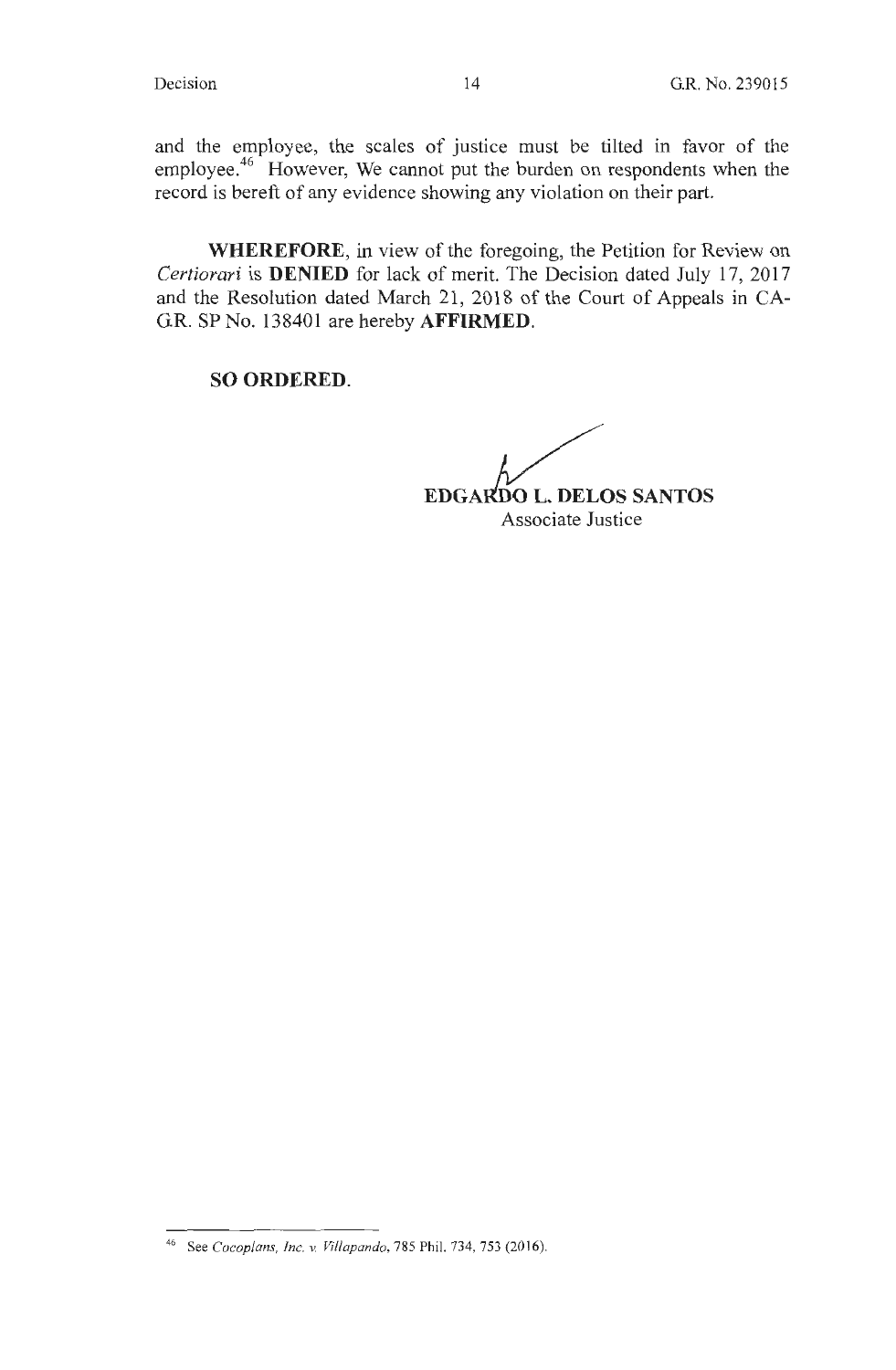and the employee, the scales of justice must be tilted in favor of the employee.[46] However, We cannot put the burden on respondents when the record is bereft of any evidence showing any violation on their part.

**WHEREFORE**, in view of the foregoing, the Petition for Review on *Certiorari* is **DENIED** for lack of merit. The Decision dated July 17, 2017 and the Resolution dated March 21, 2018 of the Court of Appeals in CA-G.R. SP No. 138401 are hereby **AFFIRMED**.

**SO ORDERED.**

**EDGARDO L. DELOS SANTOS**
Associate Justice

---

[46] See *Cocoplans, Inc. v. Villapando*, 785 Phil. 734, 753 (2016).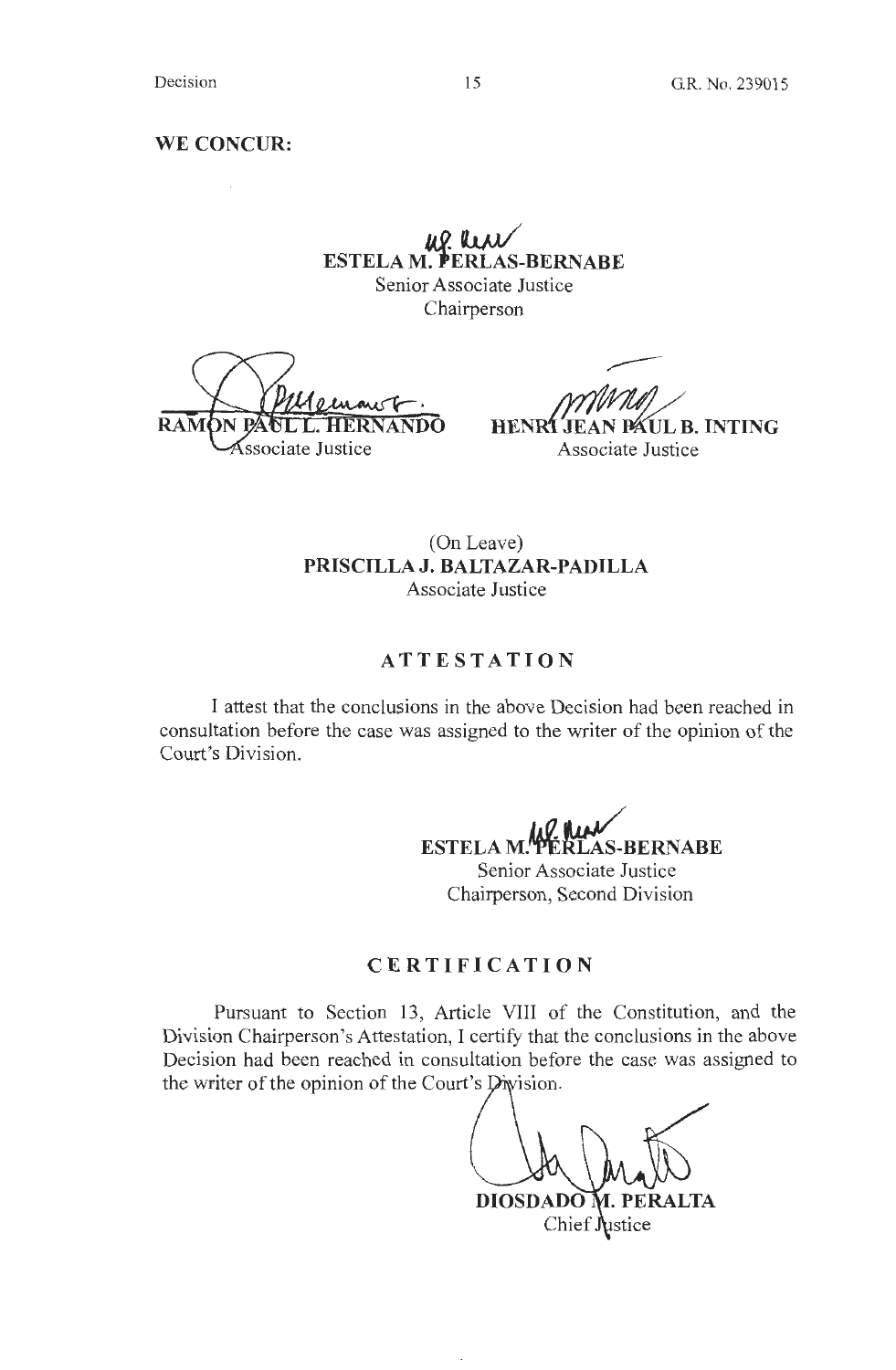**WE CONCUR:**

**ESTELA M. PERLAS-BERNABE**
Senior Associate Justice
Chairperson

**RAMON PAUL L. HERNANDO**
Associate Justice

**HENRI JEAN PAUL B. INTING**
Associate Justice

(On Leave)
**PRISCILLA J. BALTAZAR-PADILLA**
Associate Justice

## ATTESTATION

I attest that the conclusions in the above Decision had been reached in consultation before the case was assigned to the writer of the opinion of the Court's Division.

**ESTELA M. PERLAS-BERNABE**
Senior Associate Justice
Chairperson, Second Division

## CERTIFICATION

Pursuant to Section 13, Article VIII of the Constitution, and the Division Chairperson's Attestation, I certify that the conclusions in the above Decision had been reached in consultation before the case was assigned to the writer of the opinion of the Court's Division.

**DIOSDADO M. PERALTA**
Chief Justice